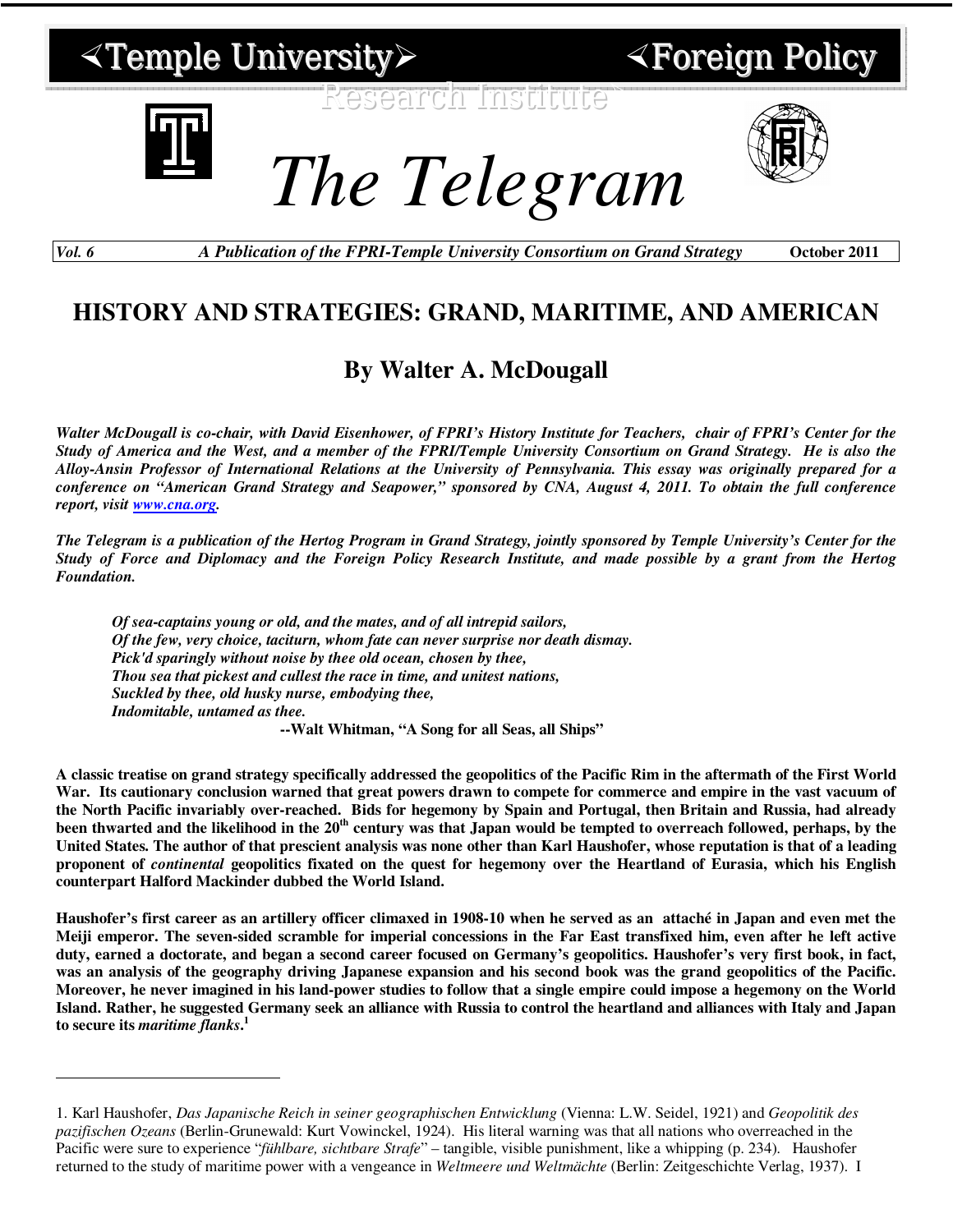# The Telegram

*Vol. 6* — ***A Publication of the FPRI-Temple University Consortium on Grand Strategy*** — **October 2011**

## HISTORY AND STRATEGIES: GRAND, MARITIME, AND AMERICAN

### By Walter A. McDougall

***Walter McDougall is co-chair, with David Eisenhower, of FPRI's History Institute for Teachers, chair of FPRI's Center for the Study of America and the West, and a member of the FPRI/Temple University Consortium on Grand Strategy. He is also the Alloy-Ansin Professor of International Relations at the University of Pennsylvania. This essay was originally prepared for a conference on "American Grand Strategy and Seapower," sponsored by CNA, August 4, 2011. To obtain the full conference report, visit [www.cna.org](http://www.cna.org).***

***The Telegram is a publication of the Hertog Program in Grand Strategy, jointly sponsored by Temple University's Center for the Study of Force and Diplomacy and the Foreign Policy Research Institute, and made possible by a grant from the Hertog Foundation.***

> ***Of sea-captains young or old, and the mates, and of all intrepid sailors,***
> ***Of the few, very choice, taciturn, whom fate can never surprise nor death dismay.***
> ***Pick'd sparingly without noise by thee old ocean, chosen by thee,***
> ***Thou sea that pickest and cullest the race in time, and unitest nations,***
> ***Suckled by thee, old husky nurse, embodying thee,***
> ***Indomitable, untamed as thee.***
>
> **--Walt Whitman, "A Song for all Seas, all Ships"**

**A classic treatise on grand strategy specifically addressed the geopolitics of the Pacific Rim in the aftermath of the First World War. Its cautionary conclusion warned that great powers drawn to compete for commerce and empire in the vast vacuum of the North Pacific invariably over-reached. Bids for hegemony by Spain and Portugal, then Britain and Russia, had already been thwarted and the likelihood in the 20th century was that Japan would be tempted to overreach followed, perhaps, by the United States. The author of that prescient analysis was none other than Karl Haushofer, whose reputation is that of a leading proponent of *continental* geopolitics fixated on the quest for hegemony over the Heartland of Eurasia, which his English counterpart Halford Mackinder dubbed the World Island.**

**Haushofer's first career as an artillery officer climaxed in 1908-10 when he served as an attaché in Japan and even met the Meiji emperor. The seven-sided scramble for imperial concessions in the Far East transfixed him, even after he left active duty, earned a doctorate, and began a second career focused on Germany's geopolitics. Haushofer's very first book, in fact, was an analysis of the geography driving Japanese expansion and his second book was the grand geopolitics of the Pacific. Moreover, he never imagined in his land-power studies to follow that a single empire could impose a hegemony on the World Island. Rather, he suggested Germany seek an alliance with Russia to control the heartland and alliances with Italy and Japan to secure its *maritime flanks*.[1]**

---

1. Karl Haushofer, *Das Japanische Reich in seiner geographischen Entwicklung* (Vienna: L.W. Seidel, 1921) and *Geopolitik des pazifischen Ozeans* (Berlin-Grunewald: Kurt Vowinckel, 1924). His literal warning was that all nations who overreached in the Pacific were sure to experience "*fühlbare, sichtbare Strafe*" – tangible, visible punishment, like a whipping (p. 234). Haushofer returned to the study of maritime power with a vengeance in *Weltmeere und Weltmächte* (Berlin: Zeitgeschichte Verlag, 1937). I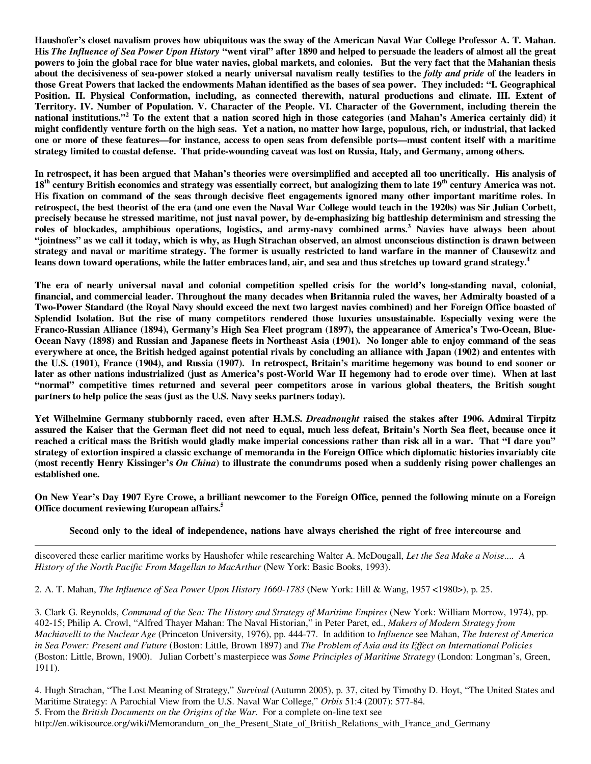**Haushofer's closet navalism proves how ubiquitous was the sway of the American Naval War College Professor A. T. Mahan. His *The Influence of Sea Power Upon History* "went viral" after 1890 and helped to persuade the leaders of almost all the great powers to join the global race for blue water navies, global markets, and colonies. But the very fact that the Mahanian thesis about the decisiveness of sea-power stoked a nearly universal navalism really testifies to the *folly and pride* of the leaders in those Great Powers that lacked the endowments Mahan identified as the bases of sea power. They included: "I. Geographical Position. II. Physical Conformation, including, as connected therewith, natural productions and climate. III. Extent of Territory. IV. Number of Population. V. Character of the People. VI. Character of the Government, including therein the national institutions."[2] To the extent that a nation scored high in those categories (and Mahan's America certainly did) it might confidently venture forth on the high seas. Yet a nation, no matter how large, populous, rich, or industrial, that lacked one or more of these features—for instance, access to open seas from defensible ports—must content itself with a maritime strategy limited to coastal defense. That pride-wounding caveat was lost on Russia, Italy, and Germany, among others.**

**In retrospect, it has been argued that Mahan's theories were oversimplified and accepted all too uncritically. His analysis of 18th century British economics and strategy was essentially correct, but analogizing them to late 19th century America was not. His fixation on command of the seas through decisive fleet engagements ignored many other important maritime roles. In retrospect, the best theorist of the era (and one even the Naval War College would teach in the 1920s) was Sir Julian Corbett, precisely because he stressed maritime, not just naval power, by de-emphasizing big battleship determinism and stressing the roles of blockades, amphibious operations, logistics, and army-navy combined arms.[3] Navies have always been about "jointness" as we call it today, which is why, as Hugh Strachan observed, an almost unconscious distinction is drawn between strategy and naval or maritime strategy. The former is usually restricted to land warfare in the manner of Clausewitz and leans down toward operations, while the latter embraces land, air, and sea and thus stretches up toward grand strategy.[4]**

**The era of nearly universal naval and colonial competition spelled crisis for the world's long-standing naval, colonial, financial, and commercial leader. Throughout the many decades when Britannia ruled the waves, her Admiralty boasted of a Two-Power Standard (the Royal Navy should exceed the next two largest navies combined) and her Foreign Office boasted of Splendid Isolation. But the rise of many competitors rendered those luxuries unsustainable. Especially vexing were the Franco-Russian Alliance (1894), Germany's High Sea Fleet program (1897), the appearance of America's Two-Ocean, Blue-Ocean Navy (1898) and Russian and Japanese fleets in Northeast Asia (1901). No longer able to enjoy command of the seas everywhere at once, the British hedged against potential rivals by concluding an alliance with Japan (1902) and ententes with the U.S. (1901), France (1904), and Russia (1907). In retrospect, Britain's maritime hegemony was bound to end sooner or later as other nations industrialized (just as America's post-World War II hegemony had to erode over time). When at last "normal" competitive times returned and several peer competitors arose in various global theaters, the British sought partners to help police the seas (just as the U.S. Navy seeks partners today).**

**Yet Wilhelmine Germany stubbornly raced, even after H.M.S. *Dreadnought* raised the stakes after 1906. Admiral Tirpitz assured the Kaiser that the German fleet did not need to equal, much less defeat, Britain's North Sea fleet, because once it reached a critical mass the British would gladly make imperial concessions rather than risk all in a war. That "I dare you" strategy of extortion inspired a classic exchange of memoranda in the Foreign Office which diplomatic histories invariably cite (most recently Henry Kissinger's *On China*) to illustrate the conundrums posed when a suddenly rising power challenges an established one.**

**On New Year's Day 1907 Eyre Crowe, a brilliant newcomer to the Foreign Office, penned the following minute on a Foreign Office document reviewing European affairs.[5]**

> **Second only to the ideal of independence, nations have always cherished the right of free intercourse and**

---

discovered these earlier maritime works by Haushofer while researching Walter A. McDougall, *Let the Sea Make a Noise.... A History of the North Pacific From Magellan to MacArthur* (New York: Basic Books, 1993).

2. A. T. Mahan, *The Influence of Sea Power Upon History 1660-1783* (New York: Hill & Wang, 1957 <1980>), p. 25.

3. Clark G. Reynolds, *Command of the Sea: The History and Strategy of Maritime Empires* (New York: William Morrow, 1974), pp. 402-15; Philip A. Crowl, "Alfred Thayer Mahan: The Naval Historian," in Peter Paret, ed., *Makers of Modern Strategy from Machiavelli to the Nuclear Age* (Princeton University, 1976), pp. 444-77. In addition to *Influence* see Mahan, *The Interest of America in Sea Power: Present and Future* (Boston: Little, Brown 1897) and *The Problem of Asia and its Effect on International Policies* (Boston: Little, Brown, 1900). Julian Corbett's masterpiece was *Some Principles of Maritime Strategy* (London: Longman's, Green, 1911).

4. Hugh Strachan, "The Lost Meaning of Strategy," *Survival* (Autumn 2005), p. 37, cited by Timothy D. Hoyt, "The United States and Maritime Strategy: A Parochial View from the U.S. Naval War College," *Orbis* 51:4 (2007): 577-84.

5. From the *British Documents on the Origins of the War*. For a complete on-line text see http://en.wikisource.org/wiki/Memorandum_on_the_Present_State_of_British_Relations_with_France_and_Germany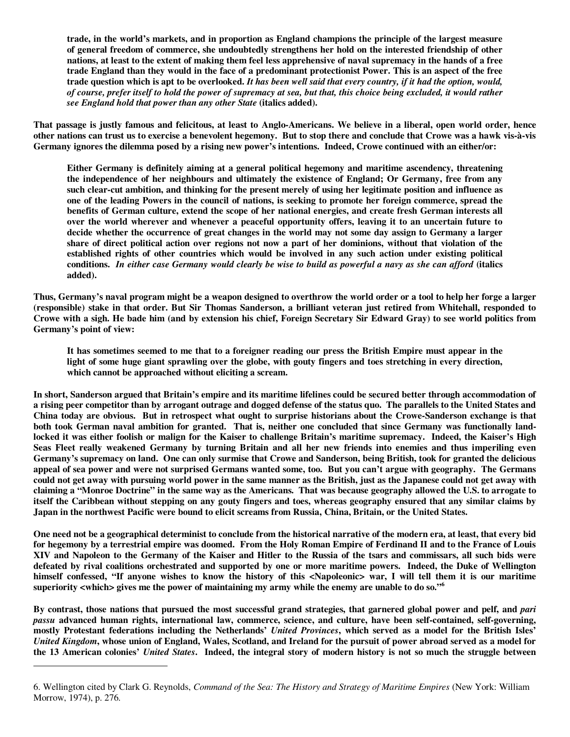> **trade, in the world's markets, and in proportion as England champions the principle of the largest measure of general freedom of commerce, she undoubtedly strengthens her hold on the interested friendship of other nations, at least to the extent of making them feel less apprehensive of naval supremacy in the hands of a free trade England than they would in the face of a predominant protectionist Power. This is an aspect of the free trade question which is apt to be overlooked.** ***It has been well said that every country, if it had the option, would, of course, prefer itself to hold the power of supremacy at sea, but that, this choice being excluded, it would rather see England hold that power than any other State*** **(italics added).**

**That passage is justly famous and felicitous, at least to Anglo-Americans. We believe in a liberal, open world order, hence other nations can trust us to exercise a benevolent hegemony. But to stop there and conclude that Crowe was a hawk vis-à-vis Germany ignores the dilemma posed by a rising new power's intentions. Indeed, Crowe continued with an either/or:**

> **Either Germany is definitely aiming at a general political hegemony and maritime ascendency, threatening the independence of her neighbours and ultimately the existence of England; Or Germany, free from any such clear-cut ambition, and thinking for the present merely of using her legitimate position and influence as one of the leading Powers in the council of nations, is seeking to promote her foreign commerce, spread the benefits of German culture, extend the scope of her national energies, and create fresh German interests all over the world wherever and whenever a peaceful opportunity offers, leaving it to an uncertain future to decide whether the occurrence of great changes in the world may not some day assign to Germany a larger share of direct political action over regions not now a part of her dominions, without that violation of the established rights of other countries which would be involved in any such action under existing political conditions.** ***In either case Germany would clearly be wise to build as powerful a navy as she can afford*** **(italics added).**

**Thus, Germany's naval program might be a weapon designed to overthrow the world order or a tool to help her forge a larger (responsible) stake in that order. But Sir Thomas Sanderson, a brilliant veteran just retired from Whitehall, responded to Crowe with a sigh. He bade him (and by extension his chief, Foreign Secretary Sir Edward Gray) to see world politics from Germany's point of view:**

> **It has sometimes seemed to me that to a foreigner reading our press the British Empire must appear in the light of some huge giant sprawling over the globe, with gouty fingers and toes stretching in every direction, which cannot be approached without eliciting a scream.**

**In short, Sanderson argued that Britain's empire and its maritime lifelines could be secured better through accommodation of a rising peer competitor than by arrogant outrage and dogged defense of the status quo. The parallels to the United States and China today are obvious. But in retrospect what ought to surprise historians about the Crowe-Sanderson exchange is that both took German naval ambition for granted. That is, neither one concluded that since Germany was functionally land-locked it was either foolish or malign for the Kaiser to challenge Britain's maritime supremacy. Indeed, the Kaiser's High Seas Fleet really weakened Germany by turning Britain and all her new friends into enemies and thus imperiling even Germany's supremacy on land. One can only surmise that Crowe and Sanderson, being British, took for granted the delicious appeal of sea power and were not surprised Germans wanted some, too. But you can't argue with geography. The Germans could not get away with pursuing world power in the same manner as the British, just as the Japanese could not get away with claiming a "Monroe Doctrine" in the same way as the Americans. That was because geography allowed the U.S. to arrogate to itself the Caribbean without stepping on any gouty fingers and toes, whereas geography ensured that any similar claims by Japan in the northwest Pacific were bound to elicit screams from Russia, China, Britain, or the United States.**

**One need not be a geographical determinist to conclude from the historical narrative of the modern era, at least, that every bid for hegemony by a terrestrial empire was doomed. From the Holy Roman Empire of Ferdinand II and to the France of Louis XIV and Napoleon to the Germany of the Kaiser and Hitler to the Russia of the tsars and commissars, all such bids were defeated by rival coalitions orchestrated and supported by one or more maritime powers. Indeed, the Duke of Wellington himself confessed, "If anyone wishes to know the history of this <Napoleonic> war, I will tell them it is our maritime superiority <which> gives me the power of maintaining my army while the enemy are unable to do so."[6]**

**By contrast, those nations that pursued the most successful grand strategies, that garnered global power and pelf, and *pari passu* advanced human rights, international law, commerce, science, and culture, have been self-contained, self-governing, mostly Protestant federations including the Netherlands' *United Provinces*, which served as a model for the British Isles' *United Kingdom*, whose union of England, Wales, Scotland, and Ireland for the pursuit of power abroad served as a model for the 13 American colonies' *United States*. Indeed, the integral story of modern history is not so much the struggle between**

---

6. Wellington cited by Clark G. Reynolds, *Command of the Sea: The History and Strategy of Maritime Empires* (New York: William Morrow, 1974), p. 276.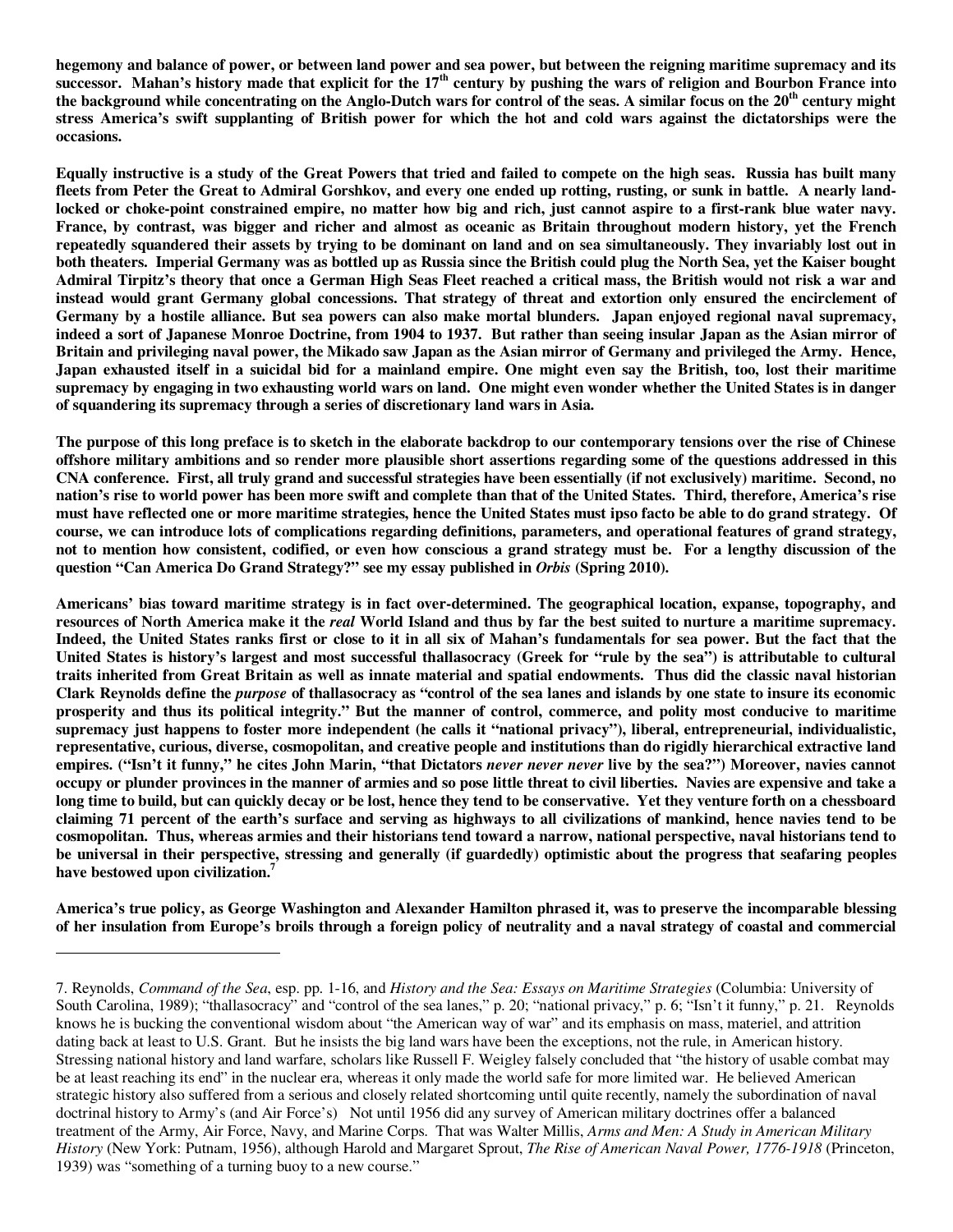**hegemony and balance of power, or between land power and sea power, but between the reigning maritime supremacy and its successor. Mahan's history made that explicit for the 17th century by pushing the wars of religion and Bourbon France into the background while concentrating on the Anglo-Dutch wars for control of the seas. A similar focus on the 20th century might stress America's swift supplanting of British power for which the hot and cold wars against the dictatorships were the occasions.**

**Equally instructive is a study of the Great Powers that tried and failed to compete on the high seas. Russia has built many fleets from Peter the Great to Admiral Gorshkov, and every one ended up rotting, rusting, or sunk in battle. A nearly land-locked or choke-point constrained empire, no matter how big and rich, just cannot aspire to a first-rank blue water navy. France, by contrast, was bigger and richer and almost as oceanic as Britain throughout modern history, yet the French repeatedly squandered their assets by trying to be dominant on land and on sea simultaneously. They invariably lost out in both theaters. Imperial Germany was as bottled up as Russia since the British could plug the North Sea, yet the Kaiser bought Admiral Tirpitz's theory that once a German High Seas Fleet reached a critical mass, the British would not risk a war and instead would grant Germany global concessions. That strategy of threat and extortion only ensured the encirclement of Germany by a hostile alliance. But sea powers can also make mortal blunders. Japan enjoyed regional naval supremacy, indeed a sort of Japanese Monroe Doctrine, from 1904 to 1937. But rather than seeing insular Japan as the Asian mirror of Britain and privileging naval power, the Mikado saw Japan as the Asian mirror of Germany and privileged the Army. Hence, Japan exhausted itself in a suicidal bid for a mainland empire. One might even say the British, too, lost their maritime supremacy by engaging in two exhausting world wars on land. One might even wonder whether the United States is in danger of squandering its supremacy through a series of discretionary land wars in Asia.**

**The purpose of this long preface is to sketch in the elaborate backdrop to our contemporary tensions over the rise of Chinese offshore military ambitions and so render more plausible short assertions regarding some of the questions addressed in this CNA conference. First, all truly grand and successful strategies have been essentially (if not exclusively) maritime. Second, no nation's rise to world power has been more swift and complete than that of the United States. Third, therefore, America's rise must have reflected one or more maritime strategies, hence the United States must ipso facto be able to do grand strategy. Of course, we can introduce lots of complications regarding definitions, parameters, and operational features of grand strategy, not to mention how consistent, codified, or even how conscious a grand strategy must be. For a lengthy discussion of the question "Can America Do Grand Strategy?" see my essay published in *Orbis* (Spring 2010).**

**Americans' bias toward maritime strategy is in fact over-determined. The geographical location, expanse, topography, and resources of North America make it the *real* World Island and thus by far the best suited to nurture a maritime supremacy. Indeed, the United States ranks first or close to it in all six of Mahan's fundamentals for sea power. But the fact that the United States is history's largest and most successful thallasocracy (Greek for "rule by the sea") is attributable to cultural traits inherited from Great Britain as well as innate material and spatial endowments. Thus did the classic naval historian Clark Reynolds define the *purpose* of thallasocracy as "control of the sea lanes and islands by one state to insure its economic prosperity and thus its political integrity." But the manner of control, commerce, and polity most conducive to maritime supremacy just happens to foster more independent (he calls it "national privacy"), liberal, entrepreneurial, individualistic, representative, curious, diverse, cosmopolitan, and creative people and institutions than do rigidly hierarchical extractive land empires. ("Isn't it funny," he cites John Marin, "that Dictators *never never never* live by the sea?") Moreover, navies cannot occupy or plunder provinces in the manner of armies and so pose little threat to civil liberties. Navies are expensive and take a long time to build, but can quickly decay or be lost, hence they tend to be conservative. Yet they venture forth on a chessboard claiming 71 percent of the earth's surface and serving as highways to all civilizations of mankind, hence navies tend to be cosmopolitan. Thus, whereas armies and their historians tend toward a narrow, national perspective, naval historians tend to be universal in their perspective, stressing and generally (if guardedly) optimistic about the progress that seafaring peoples have bestowed upon civilization.[7]**

**America's true policy, as George Washington and Alexander Hamilton phrased it, was to preserve the incomparable blessing of her insulation from Europe's broils through a foreign policy of neutrality and a naval strategy of coastal and commercial**

---

7. Reynolds, *Command of the Sea*, esp. pp. 1-16, and *History and the Sea: Essays on Maritime Strategies* (Columbia: University of South Carolina, 1989); "thallasocracy" and "control of the sea lanes," p. 20; "national privacy," p. 6; "Isn't it funny," p. 21. Reynolds knows he is bucking the conventional wisdom about "the American way of war" and its emphasis on mass, materiel, and attrition dating back at least to U.S. Grant. But he insists the big land wars have been the exceptions, not the rule, in American history. Stressing national history and land warfare, scholars like Russell F. Weigley falsely concluded that "the history of usable combat may be at least reaching its end" in the nuclear era, whereas it only made the world safe for more limited war. He believed American strategic history also suffered from a serious and closely related shortcoming until quite recently, namely the subordination of naval doctrinal history to Army's (and Air Force's) Not until 1956 did any survey of American military doctrines offer a balanced treatment of the Army, Air Force, Navy, and Marine Corps. That was Walter Millis, *Arms and Men: A Study in American Military History* (New York: Putnam, 1956), although Harold and Margaret Sprout, *The Rise of American Naval Power, 1776-1918* (Princeton, 1939) was "something of a turning buoy to a new course."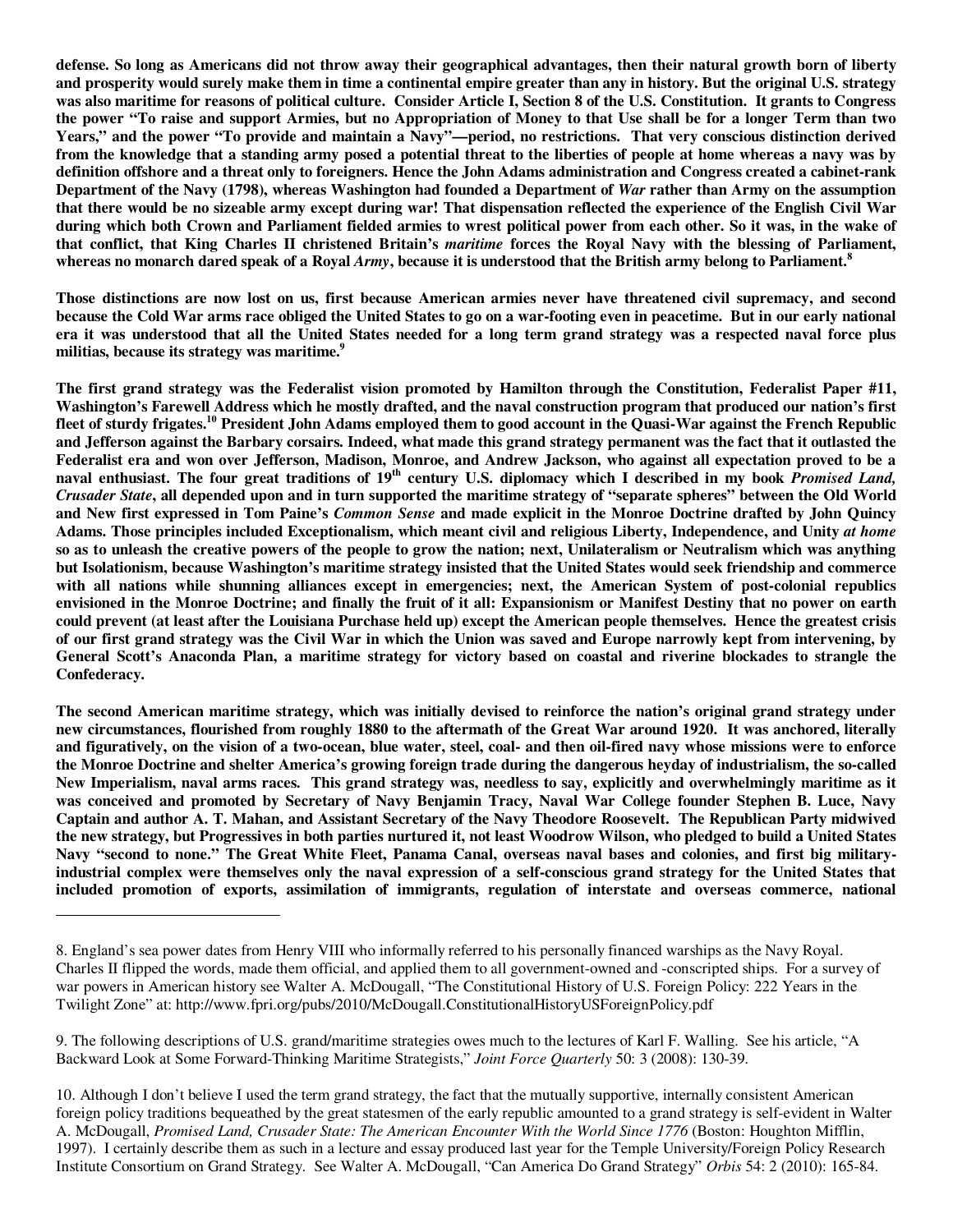**defense. So long as Americans did not throw away their geographical advantages, then their natural growth born of liberty and prosperity would surely make them in time a continental empire greater than any in history. But the original U.S. strategy was also maritime for reasons of political culture. Consider Article I, Section 8 of the U.S. Constitution. It grants to Congress the power "To raise and support Armies, but no Appropriation of Money to that Use shall be for a longer Term than two Years," and the power "To provide and maintain a Navy"—period, no restrictions. That very conscious distinction derived from the knowledge that a standing army posed a potential threat to the liberties of people at home whereas a navy was by definition offshore and a threat only to foreigners. Hence the John Adams administration and Congress created a cabinet-rank Department of the Navy (1798), whereas Washington had founded a Department of *War* rather than Army on the assumption that there would be no sizeable army except during war! That dispensation reflected the experience of the English Civil War during which both Crown and Parliament fielded armies to wrest political power from each other. So it was, in the wake of that conflict, that King Charles II christened Britain's *maritime* forces the Royal Navy with the blessing of Parliament, whereas no monarch dared speak of a Royal *Army*, because it is understood that the British army belong to Parliament.[8]**

**Those distinctions are now lost on us, first because American armies never have threatened civil supremacy, and second because the Cold War arms race obliged the United States to go on a war-footing even in peacetime. But in our early national era it was understood that all the United States needed for a long term grand strategy was a respected naval force plus militias, because its strategy was maritime.[9]**

**The first grand strategy was the Federalist vision promoted by Hamilton through the Constitution, Federalist Paper #11, Washington's Farewell Address which he mostly drafted, and the naval construction program that produced our nation's first fleet of sturdy frigates.[10] President John Adams employed them to good account in the Quasi-War against the French Republic and Jefferson against the Barbary corsairs. Indeed, what made this grand strategy permanent was the fact that it outlasted the Federalist era and won over Jefferson, Madison, Monroe, and Andrew Jackson, who against all expectation proved to be a naval enthusiast. The four great traditions of 19th century U.S. diplomacy which I described in my book *Promised Land, Crusader State*, all depended upon and in turn supported the maritime strategy of "separate spheres" between the Old World and New first expressed in Tom Paine's *Common Sense* and made explicit in the Monroe Doctrine drafted by John Quincy Adams. Those principles included Exceptionalism, which meant civil and religious Liberty, Independence, and Unity *at home* so as to unleash the creative powers of the people to grow the nation; next, Unilateralism or Neutralism which was anything but Isolationism, because Washington's maritime strategy insisted that the United States would seek friendship and commerce with all nations while shunning alliances except in emergencies; next, the American System of post-colonial republics envisioned in the Monroe Doctrine; and finally the fruit of it all: Expansionism or Manifest Destiny that no power on earth could prevent (at least after the Louisiana Purchase held up) except the American people themselves. Hence the greatest crisis of our first grand strategy was the Civil War in which the Union was saved and Europe narrowly kept from intervening, by General Scott's Anaconda Plan, a maritime strategy for victory based on coastal and riverine blockades to strangle the Confederacy.**

**The second American maritime strategy, which was initially devised to reinforce the nation's original grand strategy under new circumstances, flourished from roughly 1880 to the aftermath of the Great War around 1920. It was anchored, literally and figuratively, on the vision of a two-ocean, blue water, steel, coal- and then oil-fired navy whose missions were to enforce the Monroe Doctrine and shelter America's growing foreign trade during the dangerous heyday of industrialism, the so-called New Imperialism, naval arms races. This grand strategy was, needless to say, explicitly and overwhelmingly maritime as it was conceived and promoted by Secretary of Navy Benjamin Tracy, Naval War College founder Stephen B. Luce, Navy Captain and author A. T. Mahan, and Assistant Secretary of the Navy Theodore Roosevelt. The Republican Party midwived the new strategy, but Progressives in both parties nurtured it, not least Woodrow Wilson, who pledged to build a United States Navy "second to none." The Great White Fleet, Panama Canal, overseas naval bases and colonies, and first big military-industrial complex were themselves only the naval expression of a self-conscious grand strategy for the United States that included promotion of exports, assimilation of immigrants, regulation of interstate and overseas commerce, national**

---

8. England's sea power dates from Henry VIII who informally referred to his personally financed warships as the Navy Royal. Charles II flipped the words, made them official, and applied them to all government-owned and -conscripted ships. For a survey of war powers in American history see Walter A. McDougall, "The Constitutional History of U.S. Foreign Policy: 222 Years in the Twilight Zone" at: http://www.fpri.org/pubs/2010/McDougall.ConstitutionalHistoryUSForeignPolicy.pdf

9. The following descriptions of U.S. grand/maritime strategies owes much to the lectures of Karl F. Walling. See his article, "A Backward Look at Some Forward-Thinking Maritime Strategists," *Joint Force Quarterly* 50: 3 (2008): 130-39.

10. Although I don't believe I used the term grand strategy, the fact that the mutually supportive, internally consistent American foreign policy traditions bequeathed by the great statesmen of the early republic amounted to a grand strategy is self-evident in Walter A. McDougall, *Promised Land, Crusader State: The American Encounter With the World Since 1776* (Boston: Houghton Mifflin, 1997). I certainly describe them as such in a lecture and essay produced last year for the Temple University/Foreign Policy Research Institute Consortium on Grand Strategy. See Walter A. McDougall, "Can America Do Grand Strategy" *Orbis* 54: 2 (2010): 165-84.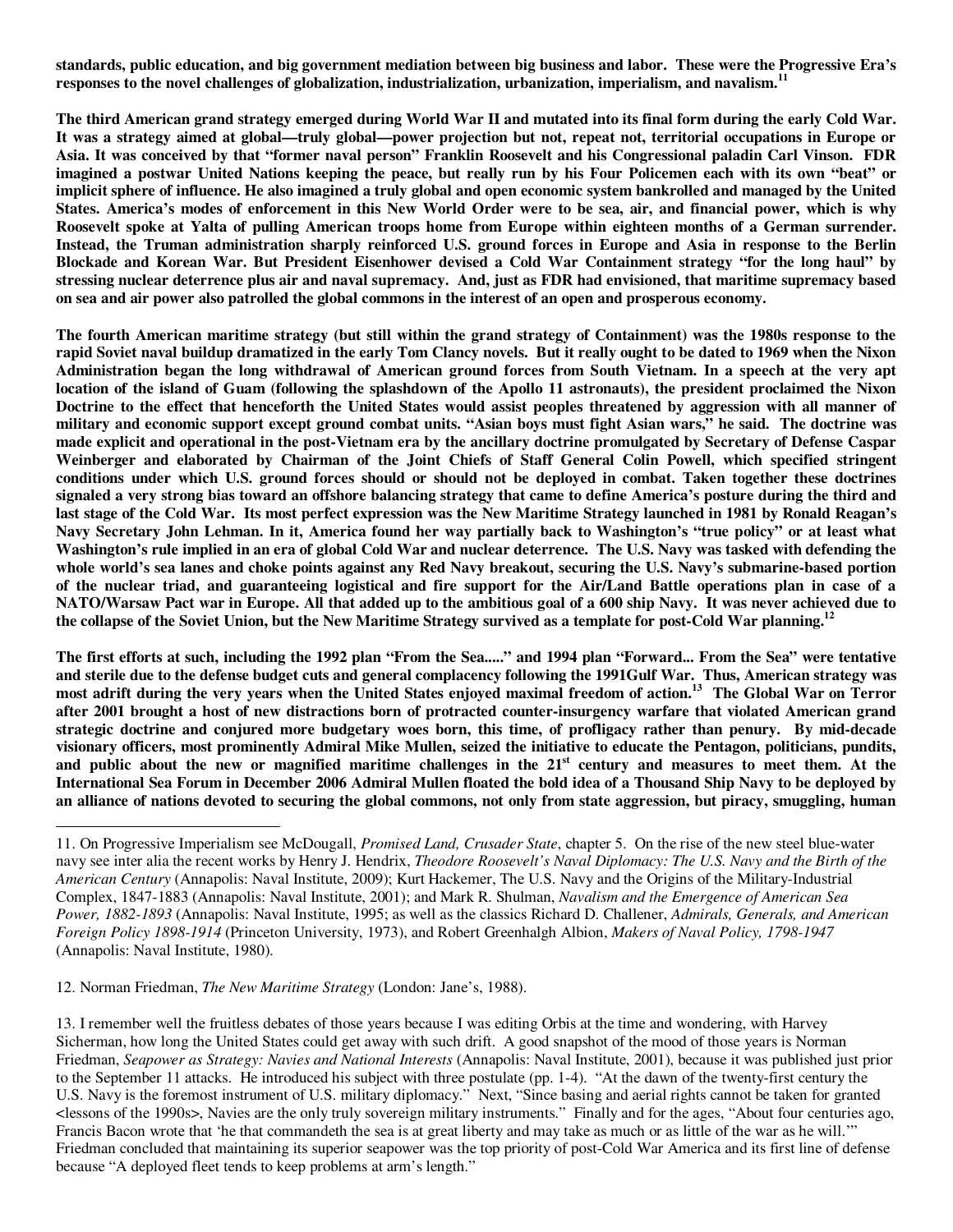**standards, public education, and big government mediation between big business and labor. These were the Progressive Era's responses to the novel challenges of globalization, industrialization, urbanization, imperialism, and navalism.[11]**

**The third American grand strategy emerged during World War II and mutated into its final form during the early Cold War. It was a strategy aimed at global—truly global—power projection but not, repeat not, territorial occupations in Europe or Asia. It was conceived by that "former naval person" Franklin Roosevelt and his Congressional paladin Carl Vinson. FDR imagined a postwar United Nations keeping the peace, but really run by his Four Policemen each with its own "beat" or implicit sphere of influence. He also imagined a truly global and open economic system bankrolled and managed by the United States. America's modes of enforcement in this New World Order were to be sea, air, and financial power, which is why Roosevelt spoke at Yalta of pulling American troops home from Europe within eighteen months of a German surrender. Instead, the Truman administration sharply reinforced U.S. ground forces in Europe and Asia in response to the Berlin Blockade and Korean War. But President Eisenhower devised a Cold War Containment strategy "for the long haul" by stressing nuclear deterrence plus air and naval supremacy. And, just as FDR had envisioned, that maritime supremacy based on sea and air power also patrolled the global commons in the interest of an open and prosperous economy.**

**The fourth American maritime strategy (but still within the grand strategy of Containment) was the 1980s response to the rapid Soviet naval buildup dramatized in the early Tom Clancy novels. But it really ought to be dated to 1969 when the Nixon Administration began the long withdrawal of American ground forces from South Vietnam. In a speech at the very apt location of the island of Guam (following the splashdown of the Apollo 11 astronauts), the president proclaimed the Nixon Doctrine to the effect that henceforth the United States would assist peoples threatened by aggression with all manner of military and economic support except ground combat units. "Asian boys must fight Asian wars," he said. The doctrine was made explicit and operational in the post-Vietnam era by the ancillary doctrine promulgated by Secretary of Defense Caspar Weinberger and elaborated by Chairman of the Joint Chiefs of Staff General Colin Powell, which specified stringent conditions under which U.S. ground forces should or should not be deployed in combat. Taken together these doctrines signaled a very strong bias toward an offshore balancing strategy that came to define America's posture during the third and last stage of the Cold War. Its most perfect expression was the New Maritime Strategy launched in 1981 by Ronald Reagan's Navy Secretary John Lehman. In it, America found her way partially back to Washington's "true policy" or at least what Washington's rule implied in an era of global Cold War and nuclear deterrence. The U.S. Navy was tasked with defending the whole world's sea lanes and choke points against any Red Navy breakout, securing the U.S. Navy's submarine-based portion of the nuclear triad, and guaranteeing logistical and fire support for the Air/Land Battle operations plan in case of a NATO/Warsaw Pact war in Europe. All that added up to the ambitious goal of a 600 ship Navy. It was never achieved due to the collapse of the Soviet Union, but the New Maritime Strategy survived as a template for post-Cold War planning.[12]**

**The first efforts at such, including the 1992 plan "From the Sea....." and 1994 plan "Forward... From the Sea" were tentative and sterile due to the defense budget cuts and general complacency following the 1991Gulf War. Thus, American strategy was most adrift during the very years when the United States enjoyed maximal freedom of action.[13] The Global War on Terror after 2001 brought a host of new distractions born of protracted counter-insurgency warfare that violated American grand strategic doctrine and conjured more budgetary woes born, this time, of profligacy rather than penury. By mid-decade visionary officers, most prominently Admiral Mike Mullen, seized the initiative to educate the Pentagon, politicians, pundits, and public about the new or magnified maritime challenges in the 21st century and measures to meet them. At the International Sea Forum in December 2006 Admiral Mullen floated the bold idea of a Thousand Ship Navy to be deployed by an alliance of nations devoted to securing the global commons, not only from state aggression, but piracy, smuggling, human**

---

11. On Progressive Imperialism see McDougall, *Promised Land, Crusader State*, chapter 5. On the rise of the new steel blue-water navy see inter alia the recent works by Henry J. Hendrix, *Theodore Roosevelt's Naval Diplomacy: The U.S. Navy and the Birth of the American Century* (Annapolis: Naval Institute, 2009); Kurt Hackemer, The U.S. Navy and the Origins of the Military-Industrial Complex, 1847-1883 (Annapolis: Naval Institute, 2001); and Mark R. Shulman, *Navalism and the Emergence of American Sea Power, 1882-1893* (Annapolis: Naval Institute, 1995; as well as the classics Richard D. Challener, *Admirals, Generals, and American Foreign Policy 1898-1914* (Princeton University, 1973), and Robert Greenhalgh Albion, *Makers of Naval Policy, 1798-1947* (Annapolis: Naval Institute, 1980).

12. Norman Friedman, *The New Maritime Strategy* (London: Jane's, 1988).

13. I remember well the fruitless debates of those years because I was editing Orbis at the time and wondering, with Harvey Sicherman, how long the United States could get away with such drift. A good snapshot of the mood of those years is Norman Friedman, *Seapower as Strategy: Navies and National Interests* (Annapolis: Naval Institute, 2001), because it was published just prior to the September 11 attacks. He introduced his subject with three postulate (pp. 1-4). "At the dawn of the twenty-first century the U.S. Navy is the foremost instrument of U.S. military diplomacy." Next, "Since basing and aerial rights cannot be taken for granted <lessons of the 1990s>, Navies are the only truly sovereign military instruments." Finally and for the ages, "About four centuries ago, Francis Bacon wrote that 'he that commandeth the sea is at great liberty and may take as much or as little of the war as he will.'" Friedman concluded that maintaining its superior seapower was the top priority of post-Cold War America and its first line of defense because "A deployed fleet tends to keep problems at arm's length."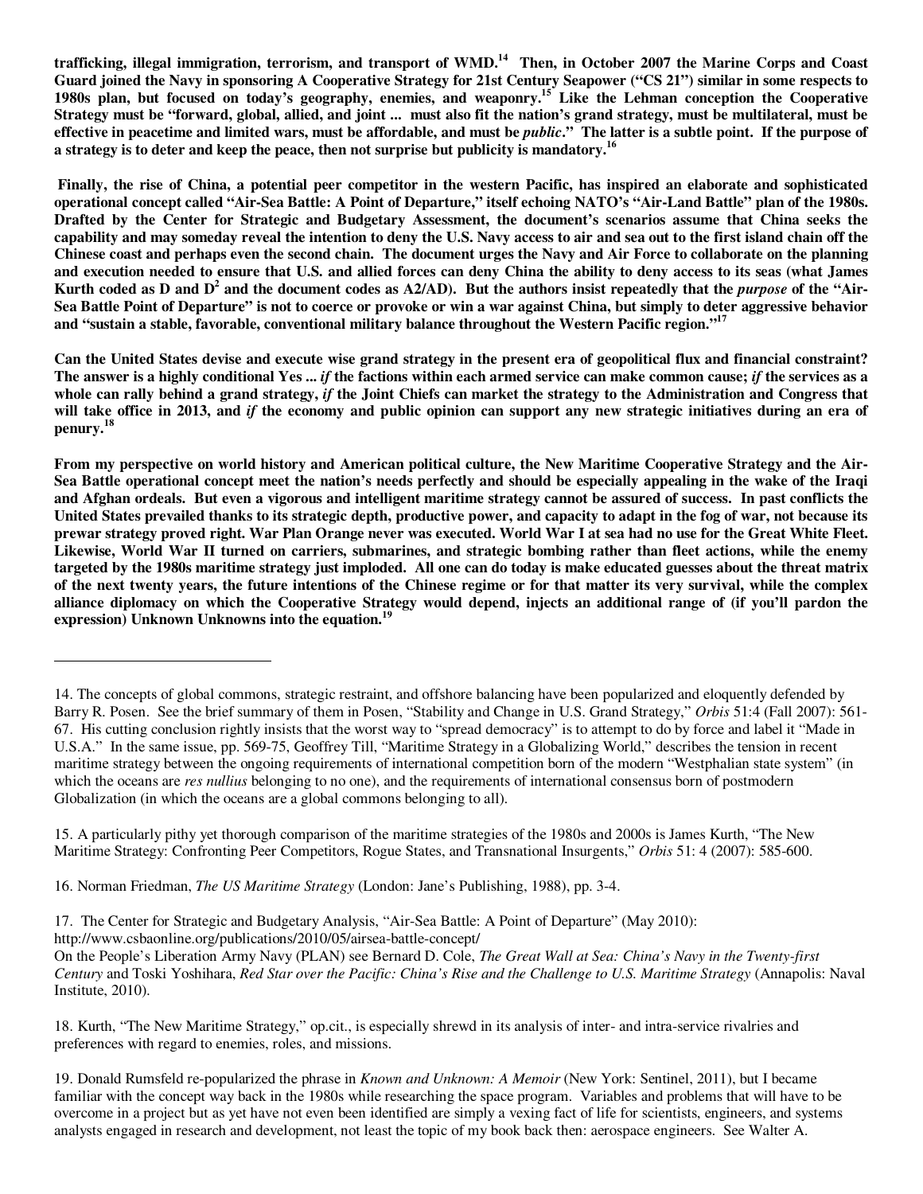**trafficking, illegal immigration, terrorism, and transport of WMD.[14] Then, in October 2007 the Marine Corps and Coast Guard joined the Navy in sponsoring A Cooperative Strategy for 21st Century Seapower ("CS 21") similar in some respects to 1980s plan, but focused on today's geography, enemies, and weaponry.[15] Like the Lehman conception the Cooperative Strategy must be "forward, global, allied, and joint ... must also fit the nation's grand strategy, must be multilateral, must be effective in peacetime and limited wars, must be affordable, and must be *public*." The latter is a subtle point. If the purpose of a strategy is to deter and keep the peace, then not surprise but publicity is mandatory.[16]**

**Finally, the rise of China, a potential peer competitor in the western Pacific, has inspired an elaborate and sophisticated operational concept called "Air-Sea Battle: A Point of Departure," itself echoing NATO's "Air-Land Battle" plan of the 1980s. Drafted by the Center for Strategic and Budgetary Assessment, the document's scenarios assume that China seeks the capability and may someday reveal the intention to deny the U.S. Navy access to air and sea out to the first island chain off the Chinese coast and perhaps even the second chain. The document urges the Navy and Air Force to collaborate on the planning and execution needed to ensure that U.S. and allied forces can deny China the ability to deny access to its seas (what James Kurth coded as D and $D^2$ and the document codes as A2/AD). But the authors insist repeatedly that the *purpose* of the "Air-Sea Battle Point of Departure" is not to coerce or provoke or win a war against China, but simply to deter aggressive behavior and "sustain a stable, favorable, conventional military balance throughout the Western Pacific region."[17]**

**Can the United States devise and execute wise grand strategy in the present era of geopolitical flux and financial constraint? The answer is a highly conditional Yes ... *if* the factions within each armed service can make common cause; *if* the services as a whole can rally behind a grand strategy, *if* the Joint Chiefs can market the strategy to the Administration and Congress that will take office in 2013, and *if* the economy and public opinion can support any new strategic initiatives during an era of penury.[18]**

**From my perspective on world history and American political culture, the New Maritime Cooperative Strategy and the Air-Sea Battle operational concept meet the nation's needs perfectly and should be especially appealing in the wake of the Iraqi and Afghan ordeals. But even a vigorous and intelligent maritime strategy cannot be assured of success. In past conflicts the United States prevailed thanks to its strategic depth, productive power, and capacity to adapt in the fog of war, not because its prewar strategy proved right. War Plan Orange never was executed. World War I at sea had no use for the Great White Fleet. Likewise, World War II turned on carriers, submarines, and strategic bombing rather than fleet actions, while the enemy targeted by the 1980s maritime strategy just imploded. All one can do today is make educated guesses about the threat matrix of the next twenty years, the future intentions of the Chinese regime or for that matter its very survival, while the complex alliance diplomacy on which the Cooperative Strategy would depend, injects an additional range of (if you'll pardon the expression) Unknown Unknowns into the equation.[19]**

---

14. The concepts of global commons, strategic restraint, and offshore balancing have been popularized and eloquently defended by Barry R. Posen. See the brief summary of them in Posen, "Stability and Change in U.S. Grand Strategy," *Orbis* 51:4 (Fall 2007): 561-67. His cutting conclusion rightly insists that the worst way to "spread democracy" is to attempt to do by force and label it "Made in U.S.A." In the same issue, pp. 569-75, Geoffrey Till, "Maritime Strategy in a Globalizing World," describes the tension in recent maritime strategy between the ongoing requirements of international competition born of the modern "Westphalian state system" (in which the oceans are *res nullius* belonging to no one), and the requirements of international consensus born of postmodern Globalization (in which the oceans are a global commons belonging to all).

15. A particularly pithy yet thorough comparison of the maritime strategies of the 1980s and 2000s is James Kurth, "The New Maritime Strategy: Confronting Peer Competitors, Rogue States, and Transnational Insurgents," *Orbis* 51: 4 (2007): 585-600.

16. Norman Friedman, *The US Maritime Strategy* (London: Jane's Publishing, 1988), pp. 3-4.

17. The Center for Strategic and Budgetary Analysis, "Air-Sea Battle: A Point of Departure" (May 2010): http://www.csbaonline.org/publications/2010/05/airsea-battle-concept/
On the People's Liberation Army Navy (PLAN) see Bernard D. Cole, *The Great Wall at Sea: China's Navy in the Twenty-first Century* and Toski Yoshihara, *Red Star over the Pacific: China's Rise and the Challenge to U.S. Maritime Strategy* (Annapolis: Naval Institute, 2010).

18. Kurth, "The New Maritime Strategy," op.cit., is especially shrewd in its analysis of inter- and intra-service rivalries and preferences with regard to enemies, roles, and missions.

19. Donald Rumsfeld re-popularized the phrase in *Known and Unknown: A Memoir* (New York: Sentinel, 2011), but I became familiar with the concept way back in the 1980s while researching the space program. Variables and problems that will have to be overcome in a project but as yet have not even been identified are simply a vexing fact of life for scientists, engineers, and systems analysts engaged in research and development, not least the topic of my book back then: aerospace engineers. See Walter A.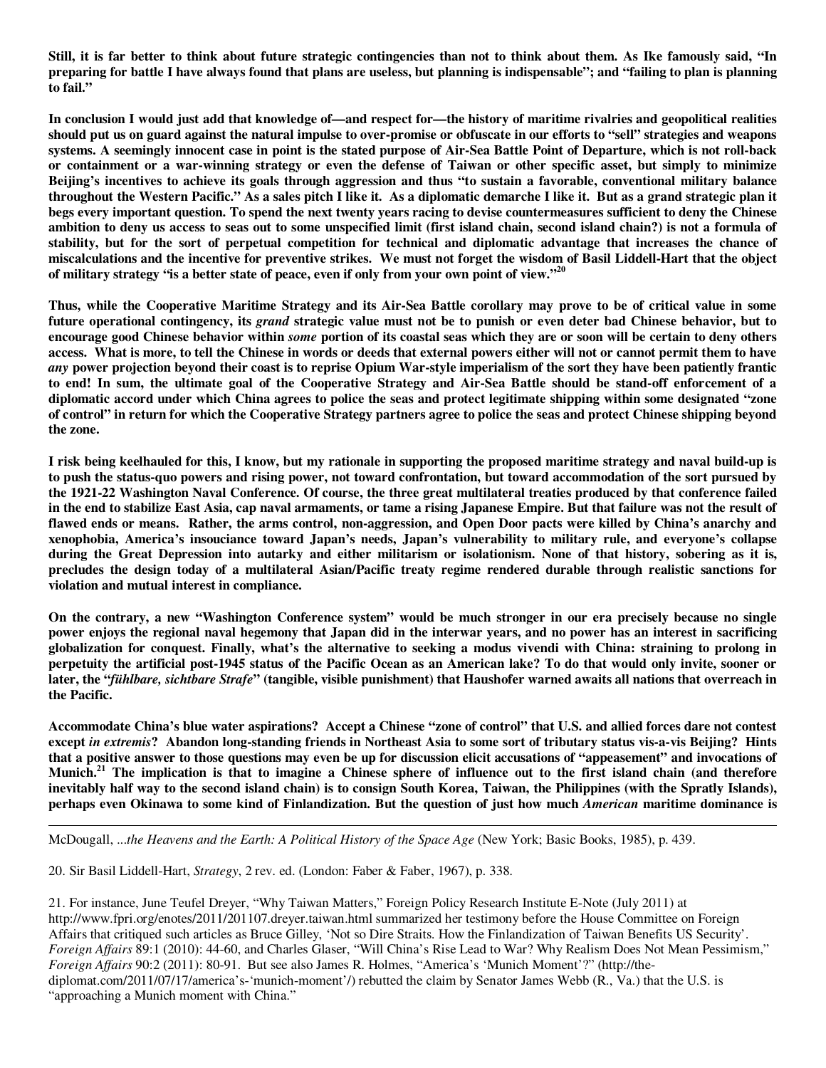**Still, it is far better to think about future strategic contingencies than not to think about them. As Ike famously said, "In preparing for battle I have always found that plans are useless, but planning is indispensable"; and "failing to plan is planning to fail."**

**In conclusion I would just add that knowledge of—and respect for—the history of maritime rivalries and geopolitical realities should put us on guard against the natural impulse to over-promise or obfuscate in our efforts to "sell" strategies and weapons systems. A seemingly innocent case in point is the stated purpose of Air-Sea Battle Point of Departure, which is not roll-back or containment or a war-winning strategy or even the defense of Taiwan or other specific asset, but simply to minimize Beijing's incentives to achieve its goals through aggression and thus "to sustain a favorable, conventional military balance throughout the Western Pacific." As a sales pitch I like it. As a diplomatic demarche I like it. But as a grand strategic plan it begs every important question. To spend the next twenty years racing to devise countermeasures sufficient to deny the Chinese ambition to deny us access to seas out to some unspecified limit (first island chain, second island chain?) is not a formula of stability, but for the sort of perpetual competition for technical and diplomatic advantage that increases the chance of miscalculations and the incentive for preventive strikes. We must not forget the wisdom of Basil Liddell-Hart that the object of military strategy "is a better state of peace, even if only from your own point of view."[20]**

**Thus, while the Cooperative Maritime Strategy and its Air-Sea Battle corollary may prove to be of critical value in some future operational contingency, its *grand* strategic value must not be to punish or even deter bad Chinese behavior, but to encourage good Chinese behavior within *some* portion of its coastal seas which they are or soon will be certain to deny others access. What is more, to tell the Chinese in words or deeds that external powers either will not or cannot permit them to have *any* power projection beyond their coast is to reprise Opium War-style imperialism of the sort they have been patiently frantic to end! In sum, the ultimate goal of the Cooperative Strategy and Air-Sea Battle should be stand-off enforcement of a diplomatic accord under which China agrees to police the seas and protect legitimate shipping within some designated "zone of control" in return for which the Cooperative Strategy partners agree to police the seas and protect Chinese shipping beyond the zone.**

**I risk being keelhauled for this, I know, but my rationale in supporting the proposed maritime strategy and naval build-up is to push the status-quo powers and rising power, not toward confrontation, but toward accommodation of the sort pursued by the 1921-22 Washington Naval Conference. Of course, the three great multilateral treaties produced by that conference failed in the end to stabilize East Asia, cap naval armaments, or tame a rising Japanese Empire. But that failure was not the result of flawed ends or means. Rather, the arms control, non-aggression, and Open Door pacts were killed by China's anarchy and xenophobia, America's insouciance toward Japan's needs, Japan's vulnerability to military rule, and everyone's collapse during the Great Depression into autarky and either militarism or isolationism. None of that history, sobering as it is, precludes the design today of a multilateral Asian/Pacific treaty regime rendered durable through realistic sanctions for violation and mutual interest in compliance.**

**On the contrary, a new "Washington Conference system" would be much stronger in our era precisely because no single power enjoys the regional naval hegemony that Japan did in the interwar years, and no power has an interest in sacrificing globalization for conquest. Finally, what's the alternative to seeking a modus vivendi with China: straining to prolong in perpetuity the artificial post-1945 status of the Pacific Ocean as an American lake? To do that would only invite, sooner or later, the "*fühlbare, sichtbare Strafe*" (tangible, visible punishment) that Haushofer warned awaits all nations that overreach in the Pacific.**

**Accommodate China's blue water aspirations? Accept a Chinese "zone of control" that U.S. and allied forces dare not contest except *in extremis*? Abandon long-standing friends in Northeast Asia to some sort of tributary status vis-a-vis Beijing? Hints that a positive answer to those questions may even be up for discussion elicit accusations of "appeasement" and invocations of Munich.[21] The implication is that to imagine a Chinese sphere of influence out to the first island chain (and therefore inevitably half way to the second island chain) is to consign South Korea, Taiwan, the Philippines (with the Spratly Islands), perhaps even Okinawa to some kind of Finlandization. But the question of just how much *American* maritime dominance is**

---

McDougall, *...the Heavens and the Earth: A Political History of the Space Age* (New York; Basic Books, 1985), p. 439.

20. Sir Basil Liddell-Hart, *Strategy*, 2 rev. ed. (London: Faber & Faber, 1967), p. 338.

21. For instance, June Teufel Dreyer, "Why Taiwan Matters," Foreign Policy Research Institute E-Note (July 2011) at http://www.fpri.org/enotes/2011/201107.dreyer.taiwan.html summarized her testimony before the House Committee on Foreign Affairs that critiqued such articles as Bruce Gilley, 'Not so Dire Straits. How the Finlandization of Taiwan Benefits US Security'. *Foreign Affairs* 89:1 (2010): 44-60, and Charles Glaser, "Will China's Rise Lead to War? Why Realism Does Not Mean Pessimism," *Foreign Affairs* 90:2 (2011): 80-91. But see also James R. Holmes, "America's 'Munich Moment'?" (http://the-diplomat.com/2011/07/17/america's-'munich-moment'/) rebutted the claim by Senator James Webb (R., Va.) that the U.S. is "approaching a Munich moment with China."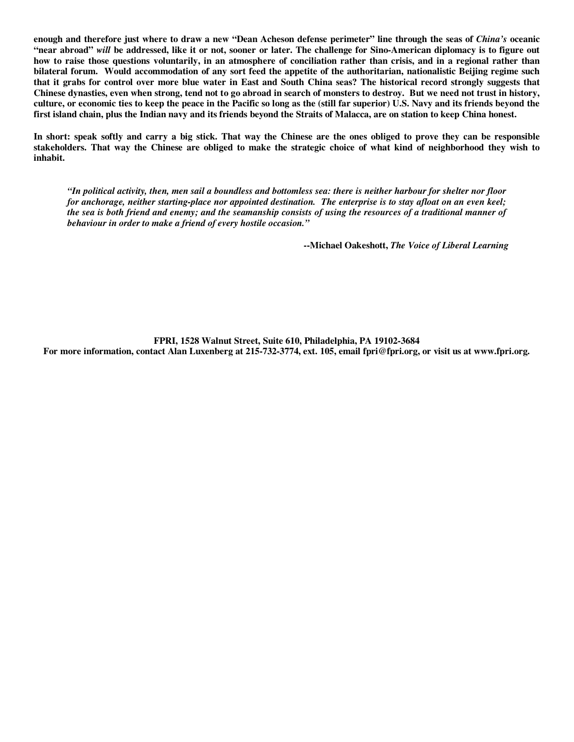**enough and therefore just where to draw a new "Dean Acheson defense perimeter" line through the seas of *China's* oceanic "near abroad" *will* be addressed, like it or not, sooner or later. The challenge for Sino-American diplomacy is to figure out how to raise those questions voluntarily, in an atmosphere of conciliation rather than crisis, and in a regional rather than bilateral forum. Would accommodation of any sort feed the appetite of the authoritarian, nationalistic Beijing regime such that it grabs for control over more blue water in East and South China seas? The historical record strongly suggests that Chinese dynasties, even when strong, tend not to go abroad in search of monsters to destroy. But we need not trust in history, culture, or economic ties to keep the peace in the Pacific so long as the (still far superior) U.S. Navy and its friends beyond the first island chain, plus the Indian navy and its friends beyond the Straits of Malacca, are on station to keep China honest.**

**In short: speak softly and carry a big stick. That way the Chinese are the ones obliged to prove they can be responsible stakeholders. That way the Chinese are obliged to make the strategic choice of what kind of neighborhood they wish to inhabit.**

> ***"In political activity, then, men sail a boundless and bottomless sea: there is neither harbour for shelter nor floor for anchorage, neither starting-place nor appointed destination. The enterprise is to stay afloat on an even keel; the sea is both friend and enemy; and the seamanship consists of using the resources of a traditional manner of behaviour in order to make a friend of every hostile occasion."***
>
> **--Michael Oakeshott, *The Voice of Liberal Learning***

**FPRI, 1528 Walnut Street, Suite 610, Philadelphia, PA 19102-3684**
**For more information, contact Alan Luxenberg at 215-732-3774, ext. 105, email fpri@fpri.org, or visit us at www.fpri.org.**